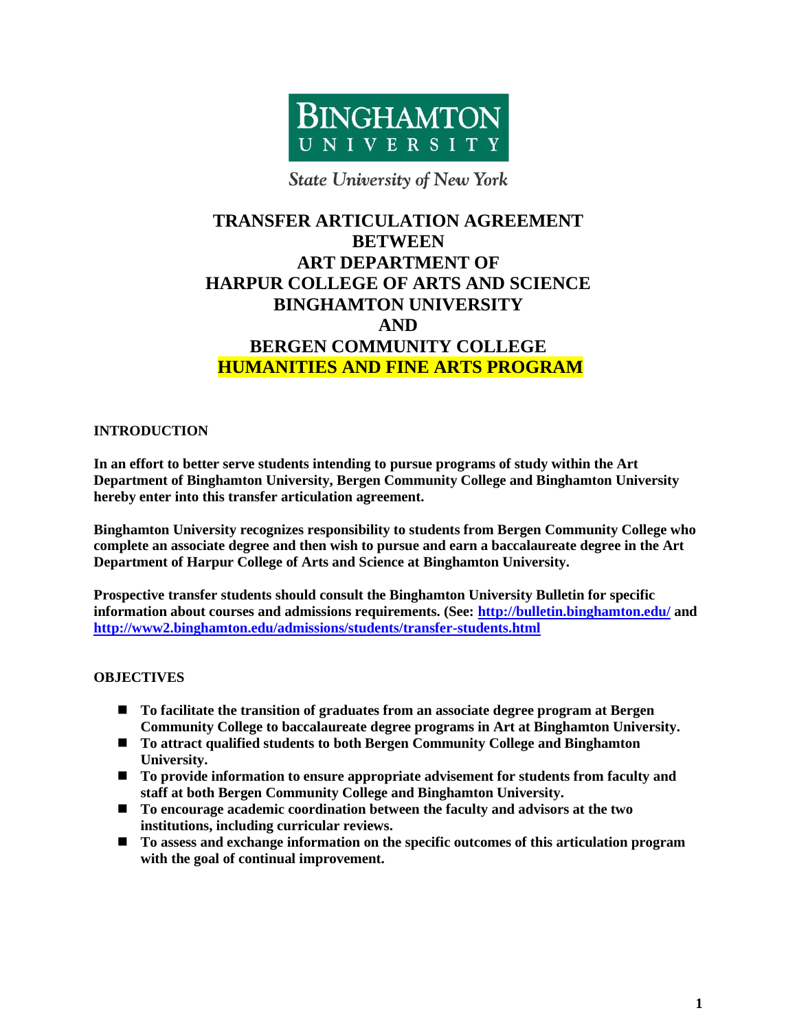**BINGHAMTON UNIVERSITY**

*State University of New York*

# TRANSFER ARTICULATION AGREEMENT BETWEEN ART DEPARTMENT OF HARPUR COLLEGE OF ARTS AND SCIENCE BINGHAMTON UNIVERSITY AND BERGEN COMMUNITY COLLEGE HUMANITIES AND FINE ARTS PROGRAM

## INTRODUCTION

**In an effort to better serve students intending to pursue programs of study within the Art Department of Binghamton University, Bergen Community College and Binghamton University hereby enter into this transfer articulation agreement.**

**Binghamton University recognizes responsibility to students from Bergen Community College who complete an associate degree and then wish to pursue and earn a baccalaureate degree in the Art Department of Harpur College of Arts and Science at Binghamton University.**

**Prospective transfer students should consult the Binghamton University Bulletin for specific information about courses and admissions requirements. (See: http://bulletin.binghamton.edu/ and http://www2.binghamton.edu/admissions/students/transfer-students.html**

## OBJECTIVES

- **To facilitate the transition of graduates from an associate degree program at Bergen Community College to baccalaureate degree programs in Art at Binghamton University.**
- **To attract qualified students to both Bergen Community College and Binghamton University.**
- **To provide information to ensure appropriate advisement for students from faculty and staff at both Bergen Community College and Binghamton University.**
- **To encourage academic coordination between the faculty and advisors at the two institutions, including curricular reviews.**
- **To assess and exchange information on the specific outcomes of this articulation program with the goal of continual improvement.**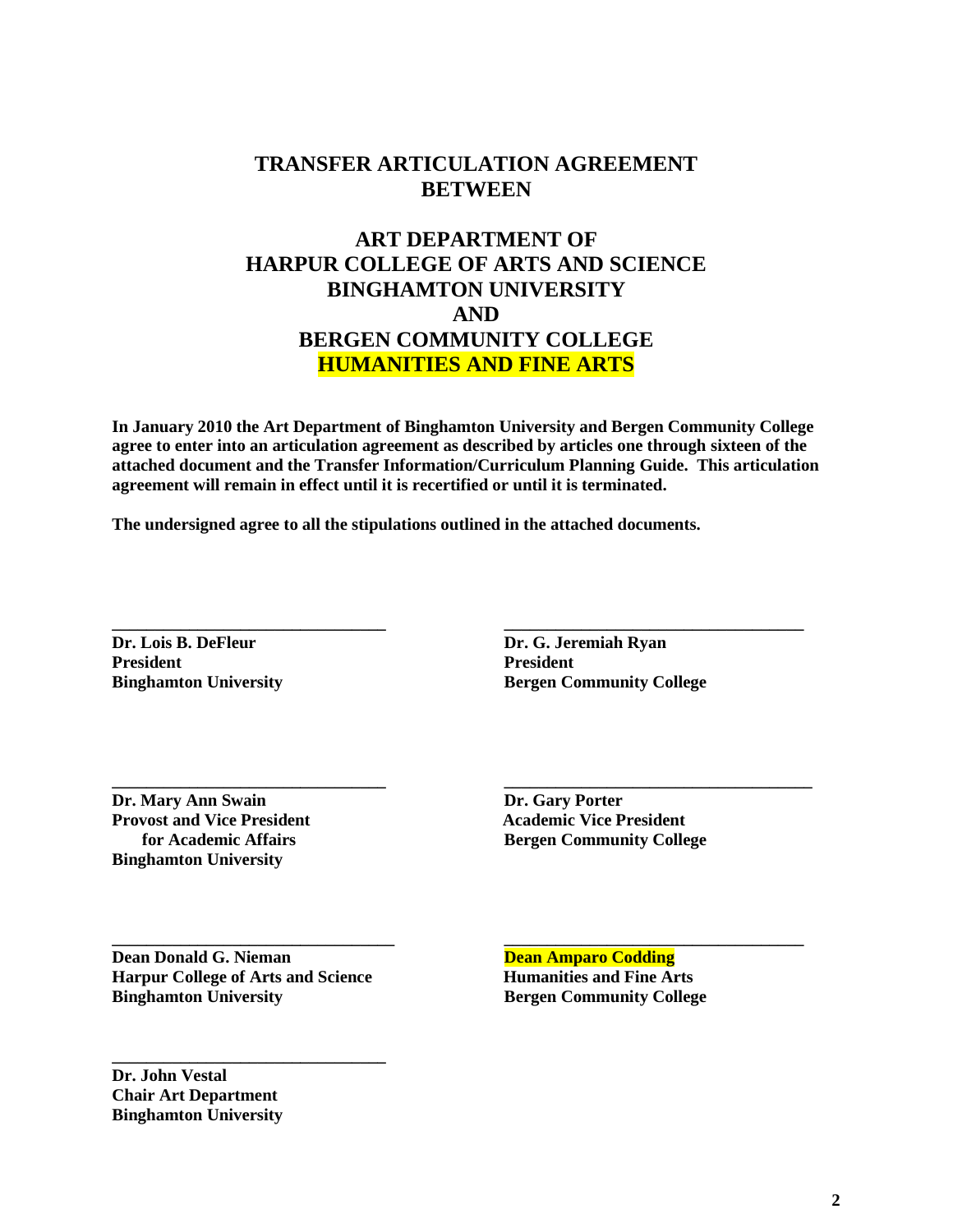# TRANSFER ARTICULATION AGREEMENT BETWEEN

# ART DEPARTMENT OF HARPUR COLLEGE OF ARTS AND SCIENCE BINGHAMTON UNIVERSITY AND BERGEN COMMUNITY COLLEGE HUMANITIES AND FINE ARTS

**In January 2010 the Art Department of Binghamton University and Bergen Community College agree to enter into an articulation agreement as described by articles one through sixteen of the attached document and the Transfer Information/Curriculum Planning Guide. This articulation agreement will remain in effect until it is recertified or until it is terminated.**

**The undersigned agree to all the stipulations outlined in the attached documents.**

\_\_\_\_\_\_\_\_\_\_\_\_\_\_\_\_\_\_\_\_\_\_\_\_\_\_\_\_\_\_\_\_
**Dr. Lois B. DeFleur**
**President**
**Binghamton University**

\_\_\_\_\_\_\_\_\_\_\_\_\_\_\_\_\_\_\_\_\_\_\_\_\_\_\_\_\_\_\_\_
**Dr. G. Jeremiah Ryan**
**President**
**Bergen Community College**

\_\_\_\_\_\_\_\_\_\_\_\_\_\_\_\_\_\_\_\_\_\_\_\_\_\_\_\_\_\_\_\_
**Dr. Mary Ann Swain**
**Provost and Vice President for Academic Affairs**
**Binghamton University**

\_\_\_\_\_\_\_\_\_\_\_\_\_\_\_\_\_\_\_\_\_\_\_\_\_\_\_\_\_\_\_\_
**Dr. Gary Porter**
**Academic Vice President**
**Bergen Community College**

\_\_\_\_\_\_\_\_\_\_\_\_\_\_\_\_\_\_\_\_\_\_\_\_\_\_\_\_\_\_\_\_
**Dean Donald G. Nieman**
**Harpur College of Arts and Science**
**Binghamton University**

\_\_\_\_\_\_\_\_\_\_\_\_\_\_\_\_\_\_\_\_\_\_\_\_\_\_\_\_\_\_\_\_
**Dean Amparo Codding**
**Humanities and Fine Arts**
**Bergen Community College**

\_\_\_\_\_\_\_\_\_\_\_\_\_\_\_\_\_\_\_\_\_\_\_\_\_\_\_\_\_\_\_\_
**Dr. John Vestal**
**Chair Art Department**
**Binghamton University**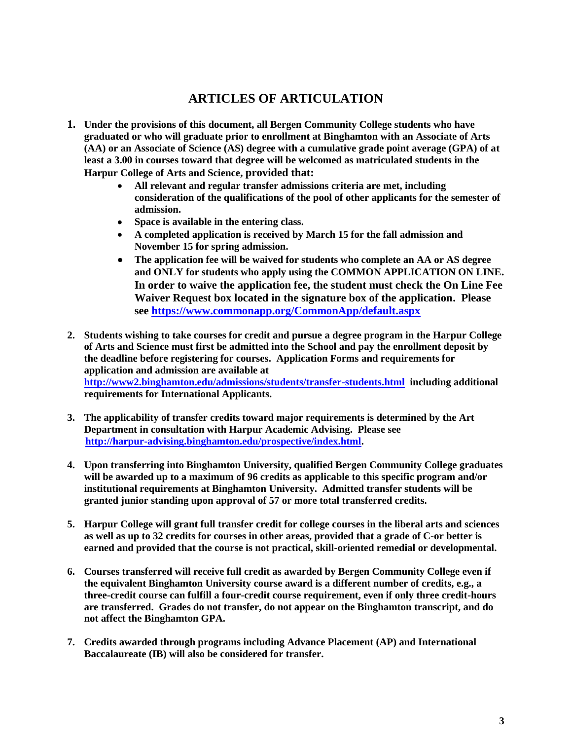# ARTICLES OF ARTICULATION

1. **Under the provisions of this document, all Bergen Community College students who have graduated or who will graduate prior to enrollment at Binghamton with an Associate of Arts (AA) or an Associate of Science (AS) degree with a cumulative grade point average (GPA) of at least a 3.00 in courses toward that degree will be welcomed as matriculated students in the Harpur College of Arts and Science, provided that:**
   - **All relevant and regular transfer admissions criteria are met, including consideration of the qualifications of the pool of other applicants for the semester of admission.**
   - **Space is available in the entering class.**
   - **A completed application is received by March 15 for the fall admission and November 15 for spring admission.**
   - **The application fee will be waived for students who complete an AA or AS degree and ONLY for students who apply using the COMMON APPLICATION ON LINE. In order to waive the application fee, the student must check the On Line Fee Waiver Request box located in the signature box of the application. Please see https://www.commonapp.org/CommonApp/default.aspx**

2. **Students wishing to take courses for credit and pursue a degree program in the Harpur College of Arts and Science must first be admitted into the School and pay the enrollment deposit by the deadline before registering for courses. Application Forms and requirements for application and admission are available at http://www2.binghamton.edu/admissions/students/transfer-students.html including additional requirements for International Applicants.**

3. **The applicability of transfer credits toward major requirements is determined by the Art Department in consultation with Harpur Academic Advising. Please see http://harpur-advising.binghamton.edu/prospective/index.html.**

4. **Upon transferring into Binghamton University, qualified Bergen Community College graduates will be awarded up to a maximum of 96 credits as applicable to this specific program and/or institutional requirements at Binghamton University. Admitted transfer students will be granted junior standing upon approval of 57 or more total transferred credits.**

5. **Harpur College will grant full transfer credit for college courses in the liberal arts and sciences as well as up to 32 credits for courses in other areas, provided that a grade of C-or better is earned and provided that the course is not practical, skill-oriented remedial or developmental.**

6. **Courses transferred will receive full credit as awarded by Bergen Community College even if the equivalent Binghamton University course award is a different number of credits, e.g., a three-credit course can fulfill a four-credit course requirement, even if only three credit-hours are transferred. Grades do not transfer, do not appear on the Binghamton transcript, and do not affect the Binghamton GPA.**

7. **Credits awarded through programs including Advance Placement (AP) and International Baccalaureate (IB) will also be considered for transfer.**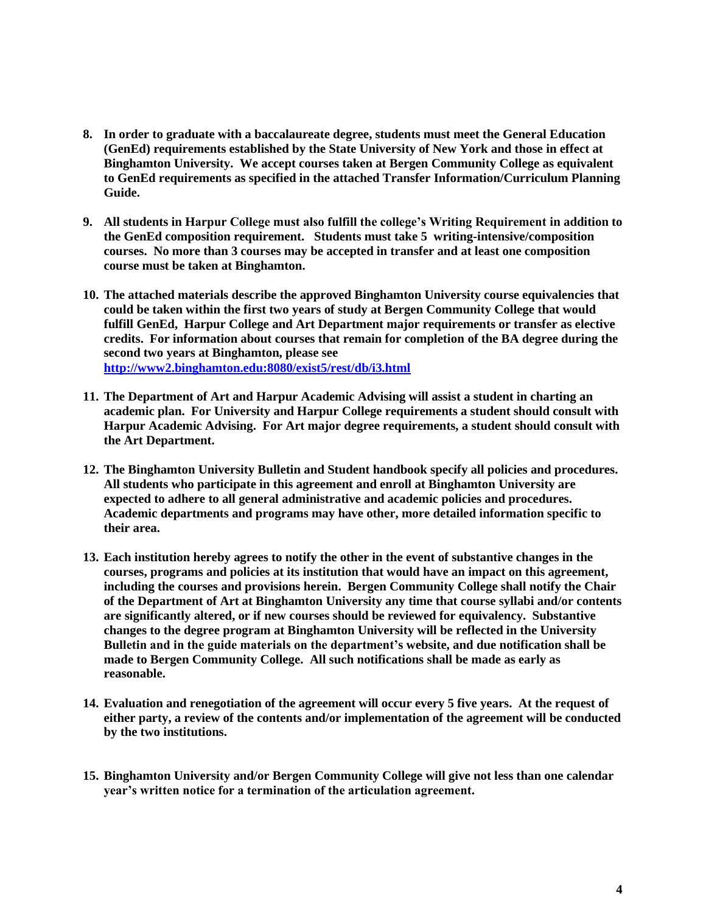8. **In order to graduate with a baccalaureate degree, students must meet the General Education (GenEd) requirements established by the State University of New York and those in effect at Binghamton University. We accept courses taken at Bergen Community College as equivalent to GenEd requirements as specified in the attached Transfer Information/Curriculum Planning Guide.**

9. **All students in Harpur College must also fulfill the college's Writing Requirement in addition to the GenEd composition requirement. Students must take 5 writing-intensive/composition courses. No more than 3 courses may be accepted in transfer and at least one composition course must be taken at Binghamton.**

10. **The attached materials describe the approved Binghamton University course equivalencies that could be taken within the first two years of study at Bergen Community College that would fulfill GenEd, Harpur College and Art Department major requirements or transfer as elective credits. For information about courses that remain for completion of the BA degree during the second two years at Binghamton, please see [http://www2.binghamton.edu:8080/exist5/rest/db/i3.html](http://www2.binghamton.edu:8080/exist5/rest/db/i3.html)**

11. **The Department of Art and Harpur Academic Advising will assist a student in charting an academic plan. For University and Harpur College requirements a student should consult with Harpur Academic Advising. For Art major degree requirements, a student should consult with the Art Department.**

12. **The Binghamton University Bulletin and Student handbook specify all policies and procedures. All students who participate in this agreement and enroll at Binghamton University are expected to adhere to all general administrative and academic policies and procedures. Academic departments and programs may have other, more detailed information specific to their area.**

13. **Each institution hereby agrees to notify the other in the event of substantive changes in the courses, programs and policies at its institution that would have an impact on this agreement, including the courses and provisions herein. Bergen Community College shall notify the Chair of the Department of Art at Binghamton University any time that course syllabi and/or contents are significantly altered, or if new courses should be reviewed for equivalency. Substantive changes to the degree program at Binghamton University will be reflected in the University Bulletin and in the guide materials on the department's website, and due notification shall be made to Bergen Community College. All such notifications shall be made as early as reasonable.**

14. **Evaluation and renegotiation of the agreement will occur every 5 five years. At the request of either party, a review of the contents and/or implementation of the agreement will be conducted by the two institutions.**

15. **Binghamton University and/or Bergen Community College will give not less than one calendar year's written notice for a termination of the articulation agreement.**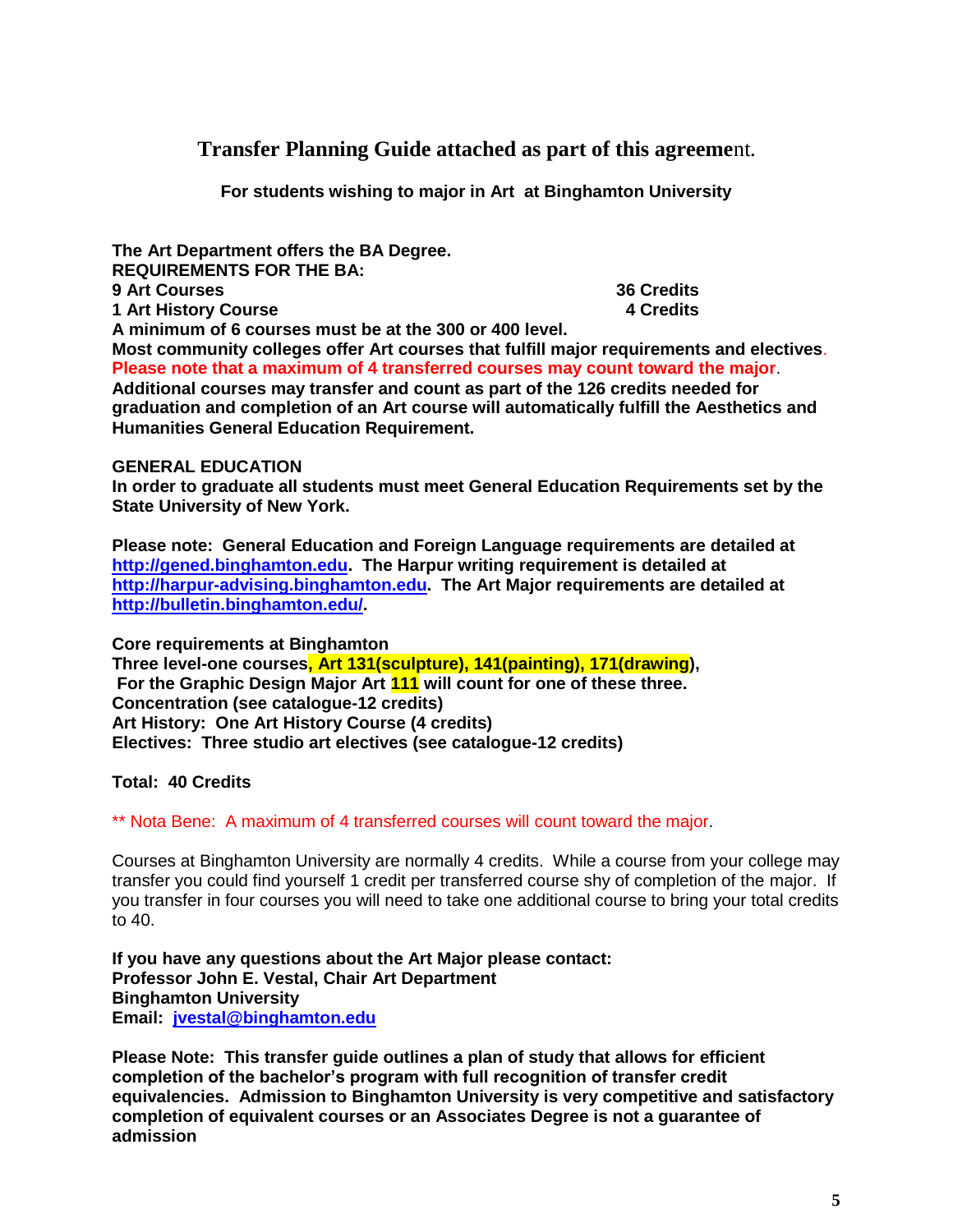## Transfer Planning Guide attached as part of this agreement.

**For students wishing to major in Art at Binghamton University**

**The Art Department offers the BA Degree.**
**REQUIREMENTS FOR THE BA:**

| | |
|---|---|
| **9 Art Courses** | **36 Credits** |
| **1 Art History Course** | **4 Credits** |

**A minimum of 6 courses must be at the 300 or 400 level.**
**Most community colleges offer Art courses that fulfill major requirements and electives.**
**Please note that a maximum of 4 transferred courses may count toward the major.**
**Additional courses may transfer and count as part of the 126 credits needed for graduation and completion of an Art course will automatically fulfill the Aesthetics and Humanities General Education Requirement.**

**GENERAL EDUCATION**
**In order to graduate all students must meet General Education Requirements set by the State University of New York.**

**Please note: General Education and Foreign Language requirements are detailed at [http://gened.binghamton.edu](http://gened.binghamton.edu). The Harpur writing requirement is detailed at [http://harpur-advising.binghamton.edu](http://harpur-advising.binghamton.edu). The Art Major requirements are detailed at [http://bulletin.binghamton.edu/](http://bulletin.binghamton.edu/).**

**Core requirements at Binghamton**
**Three level-one courses, Art 131(sculpture), 141(painting), 171(drawing),**
**For the Graphic Design Major Art 111 will count for one of these three.**
**Concentration (see catalogue-12 credits)**
**Art History: One Art History Course (4 credits)**
**Electives: Three studio art electives (see catalogue-12 credits)**

**Total: 40 Credits**

** Nota Bene: A maximum of 4 transferred courses will count toward the major.

Courses at Binghamton University are normally 4 credits. While a course from your college may transfer you could find yourself 1 credit per transferred course shy of completion of the major. If you transfer in four courses you will need to take one additional course to bring your total credits to 40.

**If you have any questions about the Art Major please contact:**
**Professor John E. Vestal, Chair Art Department**
**Binghamton University**
**Email: [jvestal@binghamton.edu](mailto:jvestal@binghamton.edu)**

**Please Note: This transfer guide outlines a plan of study that allows for efficient completion of the bachelor's program with full recognition of transfer credit equivalencies. Admission to Binghamton University is very competitive and satisfactory completion of equivalent courses or an Associates Degree is not a guarantee of admission**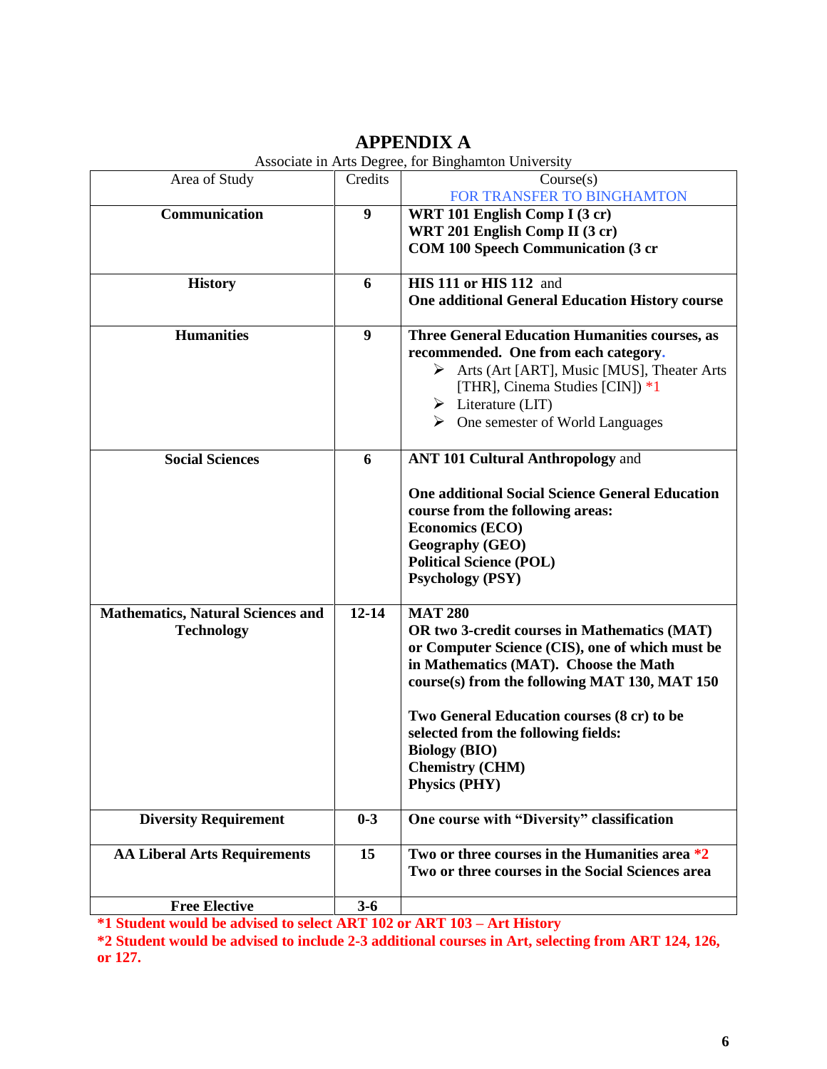# APPENDIX A

Associate in Arts Degree, for Binghamton University

| Area of Study | Credits | Course(s)<br>FOR TRANSFER TO BINGHAMTON |
|---|---|---|
| **Communication** | **9** | **WRT 101 English Comp I (3 cr)**<br>**WRT 201 English Comp II (3 cr)**<br>**COM 100 Speech Communication (3 cr** |
| **History** | **6** | **HIS 111 or HIS 112** and<br>**One additional General Education History course** |
| **Humanities** | **9** | **Three General Education Humanities courses, as recommended. One from each category.**<br>➢ Arts (Art [ART], Music [MUS], Theater Arts [THR], Cinema Studies [CIN]) *1<br>➢ Literature (LIT)<br>➢ One semester of World Languages |
| **Social Sciences** | **6** | **ANT 101 Cultural Anthropology** and<br><br>**One additional Social Science General Education course from the following areas:**<br>**Economics (ECO)**<br>**Geography (GEO)**<br>**Political Science (POL)**<br>**Psychology (PSY)** |
| **Mathematics, Natural Sciences and Technology** | **12-14** | **MAT 280**<br>**OR two 3-credit courses in Mathematics (MAT) or Computer Science (CIS), one of which must be in Mathematics (MAT). Choose the Math course(s) from the following MAT 130, MAT 150**<br><br>**Two General Education courses (8 cr) to be selected from the following fields:**<br>**Biology (BIO)**<br>**Chemistry (CHM)**<br>**Physics (PHY)** |
| **Diversity Requirement** | **0-3** | **One course with "Diversity" classification** |
| **AA Liberal Arts Requirements** | **15** | **Two or three courses in the Humanities area *2**<br>**Two or three courses in the Social Sciences area** |
| **Free Elective** | **3-6** | |

**\*1 Student would be advised to select ART 102 or ART 103 – Art History**

**\*2 Student would be advised to include 2-3 additional courses in Art, selecting from ART 124, 126, or 127.**